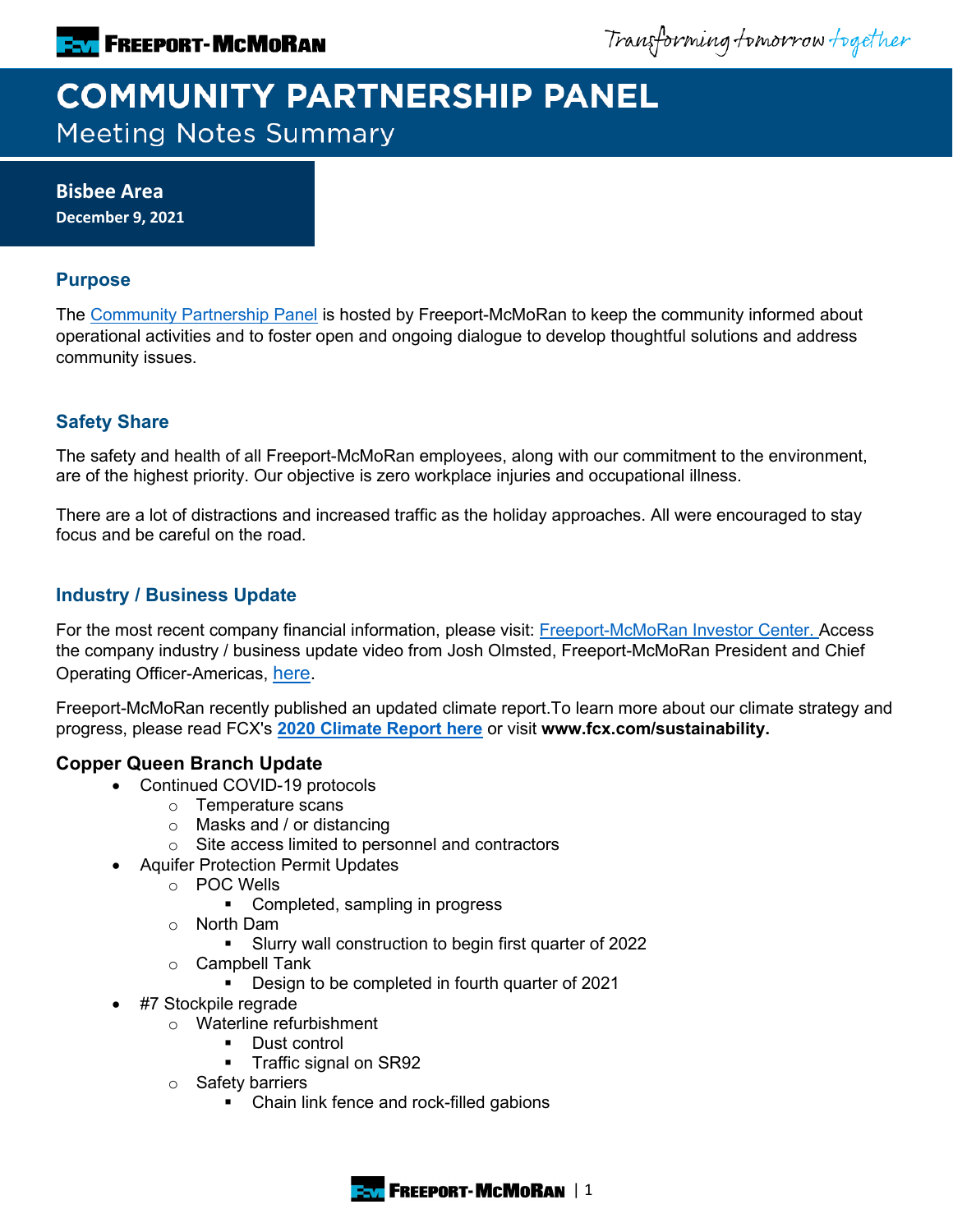# COMMUNITY PARTNERSHIP PANEL

Meeting Notes Summary

**Bisbee Area**
**December 9, 2021**

## Purpose

The Community Partnership Panel is hosted by Freeport-McMoRan to keep the community informed about operational activities and to foster open and ongoing dialogue to develop thoughtful solutions and address community issues.

## Safety Share

The safety and health of all Freeport-McMoRan employees, along with our commitment to the environment, are of the highest priority. Our objective is zero workplace injuries and occupational illness.

There are a lot of distractions and increased traffic as the holiday approaches. All were encouraged to stay focus and be careful on the road.

## Industry / Business Update

For the most recent company financial information, please visit: Freeport-McMoRan Investor Center. Access the company industry / business update video from Josh Olmsted, Freeport-McMoRan President and Chief Operating Officer-Americas, here.

Freeport-McMoRan recently published an updated climate report.To learn more about our climate strategy and progress, please read FCX's **2020 Climate Report here** or visit **www.fcx.com/sustainability.**

### Copper Queen Branch Update

- Continued COVID-19 protocols
  - Temperature scans
  - Masks and / or distancing
  - Site access limited to personnel and contractors
- Aquifer Protection Permit Updates
  - POC Wells
    - Completed, sampling in progress
  - North Dam
    - Slurry wall construction to begin first quarter of 2022
  - Campbell Tank
    - Design to be completed in fourth quarter of 2021
- #7 Stockpile regrade
  - Waterline refurbishment
    - Dust control
    - Traffic signal on SR92
  - Safety barriers
    - Chain link fence and rock-filled gabions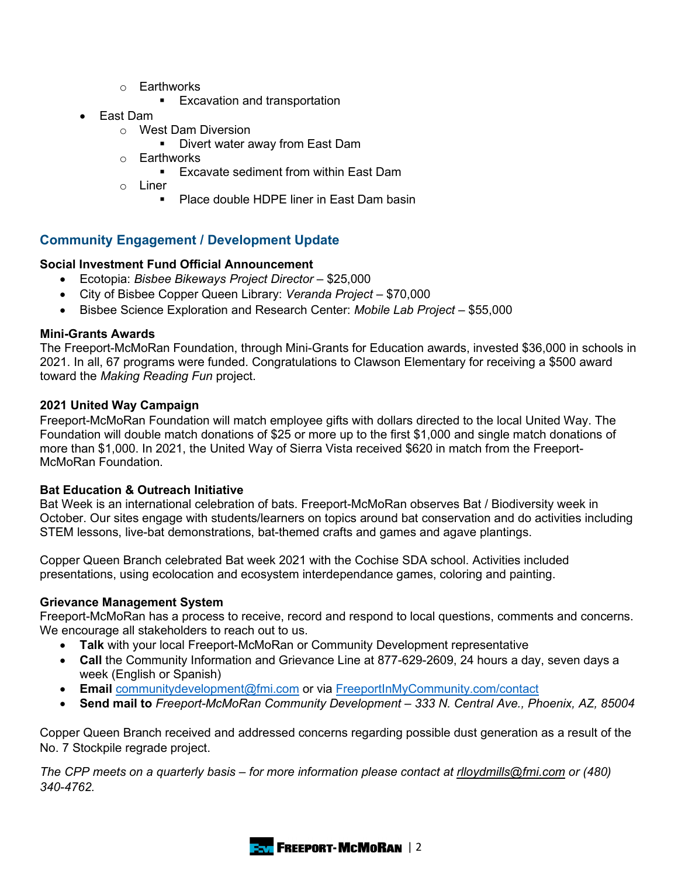- Earthworks
        - Excavation and transportation
- East Dam
    - West Dam Diversion
        - Divert water away from East Dam
    - Earthworks
        - Excavate sediment from within East Dam
    - Liner
        - Place double HDPE liner in East Dam basin

## Community Engagement / Development Update

**Social Investment Fund Official Announcement**

- Ecotopia: *Bisbee Bikeways Project Director* – $25,000
- City of Bisbee Copper Queen Library: *Veranda Project* – $70,000
- Bisbee Science Exploration and Research Center: *Mobile Lab Project* – $55,000

**Mini-Grants Awards**

The Freeport-McMoRan Foundation, through Mini-Grants for Education awards, invested $36,000 in schools in 2021. In all, 67 programs were funded. Congratulations to Clawson Elementary for receiving a $500 award toward the *Making Reading Fun* project.

**2021 United Way Campaign**

Freeport-McMoRan Foundation will match employee gifts with dollars directed to the local United Way. The Foundation will double match donations of $25 or more up to the first $1,000 and single match donations of more than $1,000. In 2021, the United Way of Sierra Vista received $620 in match from the Freeport-McMoRan Foundation.

**Bat Education & Outreach Initiative**

Bat Week is an international celebration of bats. Freeport-McMoRan observes Bat / Biodiversity week in October. Our sites engage with students/learners on topics around bat conservation and do activities including STEM lessons, live-bat demonstrations, bat-themed crafts and games and agave plantings.

Copper Queen Branch celebrated Bat week 2021 with the Cochise SDA school. Activities included presentations, using ecolocation and ecosystem interdependance games, coloring and painting.

**Grievance Management System**

Freeport-McMoRan has a process to receive, record and respond to local questions, comments and concerns. We encourage all stakeholders to reach out to us.

- **Talk** with your local Freeport-McMoRan or Community Development representative
- **Call** the Community Information and Grievance Line at 877-629-2609, 24 hours a day, seven days a week (English or Spanish)
- **Email** communitydevelopment@fmi.com or via FreeportInMyCommunity.com/contact
- **Send mail to** *Freeport-McMoRan Community Development – 333 N. Central Ave., Phoenix, AZ, 85004*

Copper Queen Branch received and addressed concerns regarding possible dust generation as a result of the No. 7 Stockpile regrade project.

*The CPP meets on a quarterly basis – for more information please contact at rlloydmills@fmi.com or (480) 340-4762.*